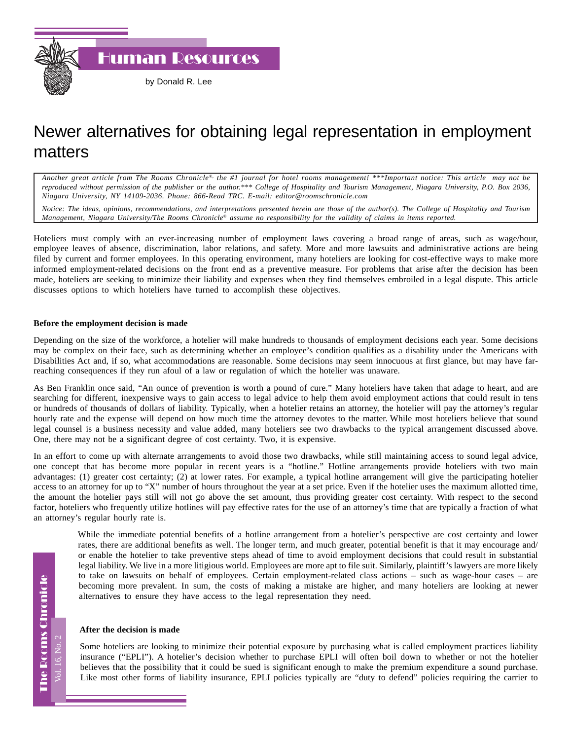Human Resources

by Donald R. Lee

# Newer alternatives for obtaining legal representation in employment matters

*Another great article from The Rooms Chronicle®, the #1 journal for hotel rooms management! \*\*\*Important notice: This article may not be reproduced without permission of the publisher or the author.\*\*\* College of Hospitality and Tourism Management, Niagara University, P.O. Box 2036, Niagara University, NY 14109-2036. Phone: 866-Read TRC. E-mail: editor@roomschronicle.com*

*Notice: The ideas, opinions, recommendations, and interpretations presented herein are those of the author(s). The College of Hospitality and Tourism Management, Niagara University/The Rooms Chronicle® assume no responsibility for the validity of claims in items reported.*

Hoteliers must comply with an ever-increasing number of employment laws covering a broad range of areas, such as wage/hour, employee leaves of absence, discrimination, labor relations, and safety. More and more lawsuits and administrative actions are being filed by current and former employees. In this operating environment, many hoteliers are looking for cost-effective ways to make more informed employment-related decisions on the front end as a preventive measure. For problems that arise after the decision has been made, hoteliers are seeking to minimize their liability and expenses when they find themselves embroiled in a legal dispute. This article discusses options to which hoteliers have turned to accomplish these objectives.

**Before the employment decision is made**

Depending on the size of the workforce, a hotelier will make hundreds to thousands of employment decisions each year. Some decisions may be complex on their face, such as determining whether an employee's condition qualifies as a disability under the Americans with Disabilities Act and, if so, what accommodations are reasonable. Some decisions may seem innocuous at first glance, but may have far-reaching consequences if they run afoul of a law or regulation of which the hotelier was unaware.

As Ben Franklin once said, "An ounce of prevention is worth a pound of cure." Many hoteliers have taken that adage to heart, and are searching for different, inexpensive ways to gain access to legal advice to help them avoid employment actions that could result in tens or hundreds of thousands of dollars of liability. Typically, when a hotelier retains an attorney, the hotelier will pay the attorney's regular hourly rate and the expense will depend on how much time the attorney devotes to the matter. While most hoteliers believe that sound legal counsel is a business necessity and value added, many hoteliers see two drawbacks to the typical arrangement discussed above. One, there may not be a significant degree of cost certainty. Two, it is expensive.

In an effort to come up with alternate arrangements to avoid those two drawbacks, while still maintaining access to sound legal advice, one concept that has become more popular in recent years is a "hotline." Hotline arrangements provide hoteliers with two main advantages: (1) greater cost certainty; (2) at lower rates. For example, a typical hotline arrangement will give the participating hotelier access to an attorney for up to "X" number of hours throughout the year at a set price. Even if the hotelier uses the maximum allotted time, the amount the hotelier pays still will not go above the set amount, thus providing greater cost certainty. With respect to the second factor, hoteliers who frequently utilize hotlines will pay effective rates for the use of an attorney's time that are typically a fraction of what an attorney's regular hourly rate is.

While the immediate potential benefits of a hotline arrangement from a hotelier's perspective are cost certainty and lower rates, there are additional benefits as well. The longer term, and much greater, potential benefit is that it may encourage and/or enable the hotelier to take preventive steps ahead of time to avoid employment decisions that could result in substantial legal liability. We live in a more litigious world. Employees are more apt to file suit. Similarly, plaintiff's lawyers are more likely to take on lawsuits on behalf of employees. Certain employment-related class actions – such as wage-hour cases – are becoming more prevalent. In sum, the costs of making a mistake are higher, and many hoteliers are looking at newer alternatives to ensure they have access to the legal representation they need.

**After the decision is made**

Some hoteliers are looking to minimize their potential exposure by purchasing what is called employment practices liability insurance ("EPLI"). A hotelier's decision whether to purchase EPLI will often boil down to whether or not the hotelier believes that the possibility that it could be sued is significant enough to make the premium expenditure a sound purchase. Like most other forms of liability insurance, EPLI policies typically are "duty to defend" policies requiring the carrier to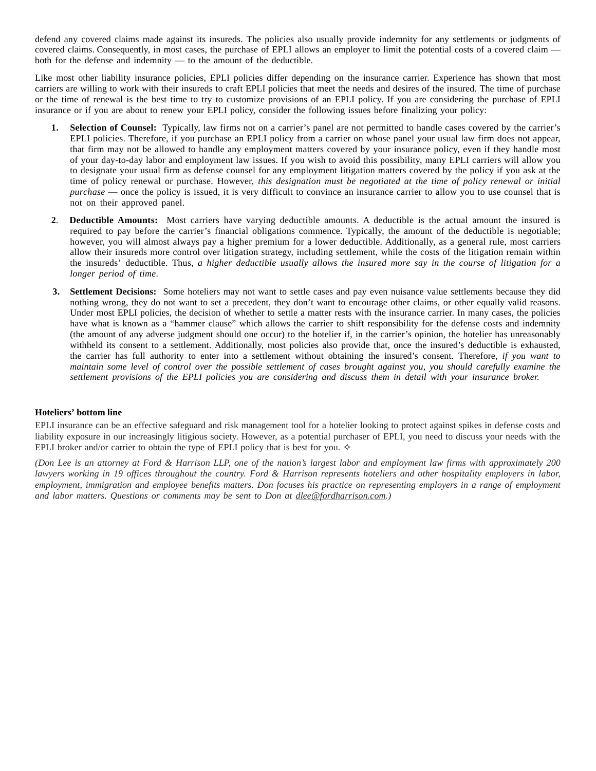defend any covered claims made against its insureds. The policies also usually provide indemnity for any settlements or judgments of covered claims. Consequently, in most cases, the purchase of EPLI allows an employer to limit the potential costs of a covered claim — both for the defense and indemnity — to the amount of the deductible.

Like most other liability insurance policies, EPLI policies differ depending on the insurance carrier. Experience has shown that most carriers are willing to work with their insureds to craft EPLI policies that meet the needs and desires of the insured. The time of purchase or the time of renewal is the best time to try to customize provisions of an EPLI policy. If you are considering the purchase of EPLI insurance or if you are about to renew your EPLI policy, consider the following issues before finalizing your policy:

1. **Selection of Counsel:** Typically, law firms not on a carrier's panel are not permitted to handle cases covered by the carrier's EPLI policies. Therefore, if you purchase an EPLI policy from a carrier on whose panel your usual law firm does not appear, that firm may not be allowed to handle any employment matters covered by your insurance policy, even if they handle most of your day-to-day labor and employment law issues. If you wish to avoid this possibility, many EPLI carriers will allow you to designate your usual firm as defense counsel for any employment litigation matters covered by the policy if you ask at the time of policy renewal or purchase. However, *this designation must be negotiated at the time of policy renewal or initial purchase* — once the policy is issued, it is very difficult to convince an insurance carrier to allow you to use counsel that is not on their approved panel.

2. **Deductible Amounts:** Most carriers have varying deductible amounts. A deductible is the actual amount the insured is required to pay before the carrier's financial obligations commence. Typically, the amount of the deductible is negotiable; however, you will almost always pay a higher premium for a lower deductible. Additionally, as a general rule, most carriers allow their insureds more control over litigation strategy, including settlement, while the costs of the litigation remain within the insureds' deductible. Thus, *a higher deductible usually allows the insured more say in the course of litigation for a longer period of time*.

3. **Settlement Decisions:** Some hoteliers may not want to settle cases and pay even nuisance value settlements because they did nothing wrong, they do not want to set a precedent, they don't want to encourage other claims, or other equally valid reasons. Under most EPLI policies, the decision of whether to settle a matter rests with the insurance carrier. In many cases, the policies have what is known as a "hammer clause" which allows the carrier to shift responsibility for the defense costs and indemnity (the amount of any adverse judgment should one occur) to the hotelier if, in the carrier's opinion, the hotelier has unreasonably withheld its consent to a settlement. Additionally, most policies also provide that, once the insured's deductible is exhausted, the carrier has full authority to enter into a settlement without obtaining the insured's consent. Therefore, *if you want to maintain some level of control over the possible settlement of cases brought against you, you should carefully examine the settlement provisions of the EPLI policies you are considering and discuss them in detail with your insurance broker.*

**Hoteliers' bottom line**

EPLI insurance can be an effective safeguard and risk management tool for a hotelier looking to protect against spikes in defense costs and liability exposure in our increasingly litigious society. However, as a potential purchaser of EPLI, you need to discuss your needs with the EPLI broker and/or carrier to obtain the type of EPLI policy that is best for you. ✧

*(Don Lee is an attorney at Ford & Harrison LLP, one of the nation's largest labor and employment law firms with approximately 200 lawyers working in 19 offices throughout the country. Ford & Harrison represents hoteliers and other hospitality employers in labor, employment, immigration and employee benefits matters. Don focuses his practice on representing employers in a range of employment and labor matters. Questions or comments may be sent to Don at dlee@fordharrison.com.)*